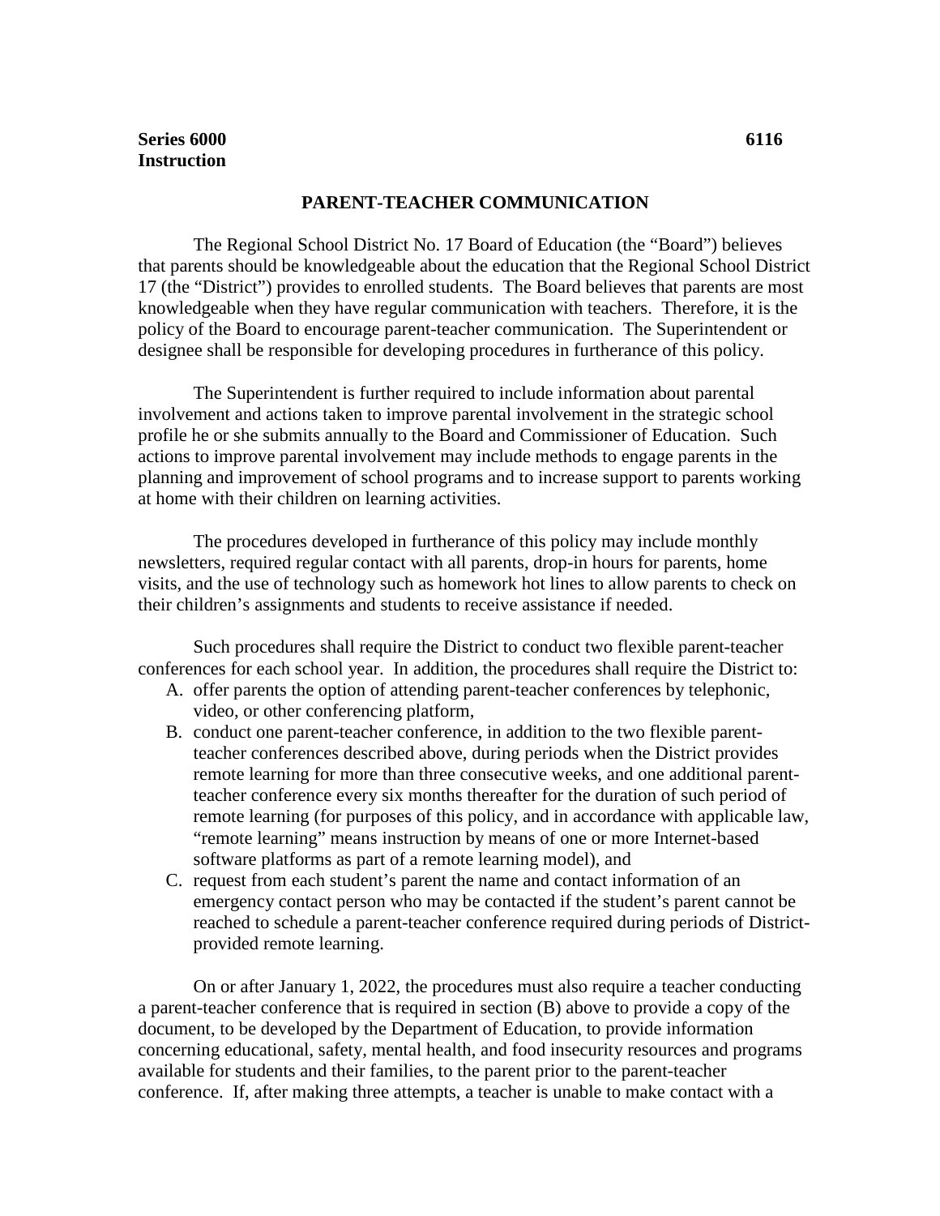**Series 6000** **6116**
**Instruction**

## PARENT-TEACHER COMMUNICATION

The Regional School District No. 17 Board of Education (the "Board") believes that parents should be knowledgeable about the education that the Regional School District 17 (the "District") provides to enrolled students. The Board believes that parents are most knowledgeable when they have regular communication with teachers. Therefore, it is the policy of the Board to encourage parent-teacher communication. The Superintendent or designee shall be responsible for developing procedures in furtherance of this policy.

The Superintendent is further required to include information about parental involvement and actions taken to improve parental involvement in the strategic school profile he or she submits annually to the Board and Commissioner of Education. Such actions to improve parental involvement may include methods to engage parents in the planning and improvement of school programs and to increase support to parents working at home with their children on learning activities.

The procedures developed in furtherance of this policy may include monthly newsletters, required regular contact with all parents, drop-in hours for parents, home visits, and the use of technology such as homework hot lines to allow parents to check on their children's assignments and students to receive assistance if needed.

Such procedures shall require the District to conduct two flexible parent-teacher conferences for each school year. In addition, the procedures shall require the District to:

A. offer parents the option of attending parent-teacher conferences by telephonic, video, or other conferencing platform,
B. conduct one parent-teacher conference, in addition to the two flexible parent-teacher conferences described above, during periods when the District provides remote learning for more than three consecutive weeks, and one additional parent-teacher conference every six months thereafter for the duration of such period of remote learning (for purposes of this policy, and in accordance with applicable law, "remote learning" means instruction by means of one or more Internet-based software platforms as part of a remote learning model), and
C. request from each student's parent the name and contact information of an emergency contact person who may be contacted if the student's parent cannot be reached to schedule a parent-teacher conference required during periods of District-provided remote learning.

On or after January 1, 2022, the procedures must also require a teacher conducting a parent-teacher conference that is required in section (B) above to provide a copy of the document, to be developed by the Department of Education, to provide information concerning educational, safety, mental health, and food insecurity resources and programs available for students and their families, to the parent prior to the parent-teacher conference. If, after making three attempts, a teacher is unable to make contact with a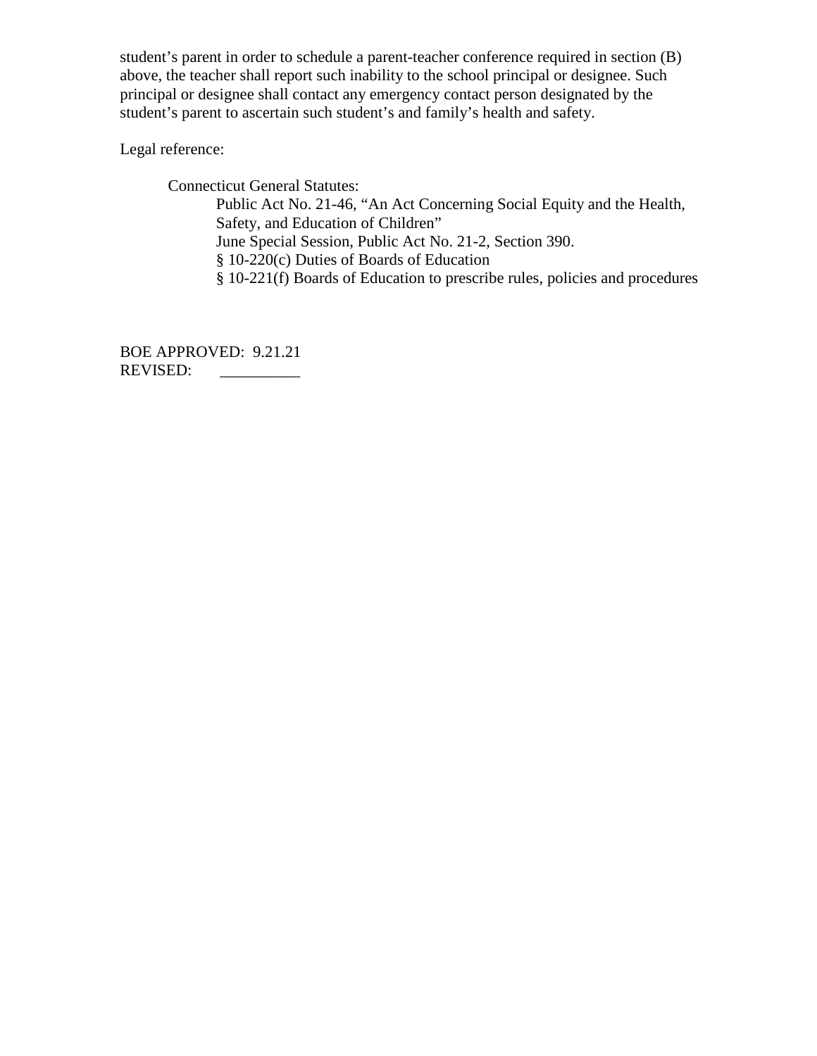student's parent in order to schedule a parent-teacher conference required in section (B) above, the teacher shall report such inability to the school principal or designee. Such principal or designee shall contact any emergency contact person designated by the student's parent to ascertain such student's and family's health and safety.

Legal reference:

Connecticut General Statutes:

Public Act No. 21-46, "An Act Concerning Social Equity and the Health, Safety, and Education of Children"
June Special Session, Public Act No. 21-2, Section 390.
§ 10-220(c) Duties of Boards of Education
§ 10-221(f) Boards of Education to prescribe rules, policies and procedures

BOE APPROVED: 9.21.21
REVISED: __________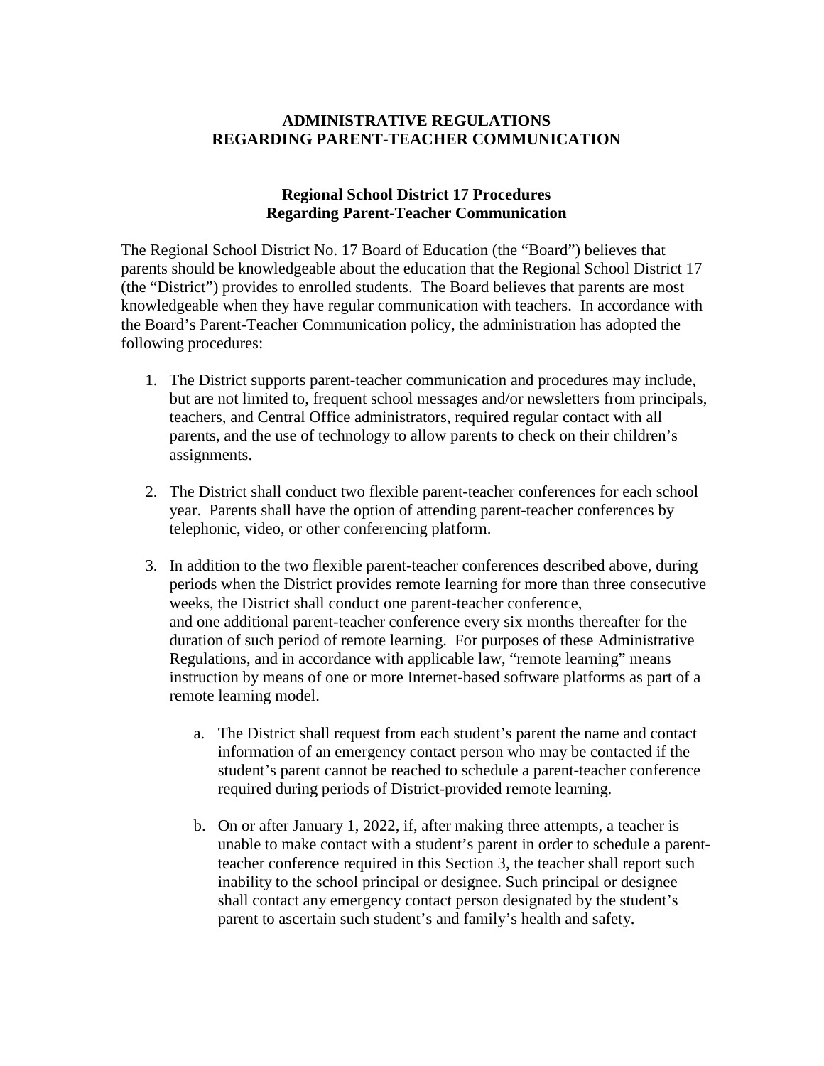**ADMINISTRATIVE REGULATIONS**
**REGARDING PARENT-TEACHER COMMUNICATION**

**Regional School District 17 Procedures**
**Regarding Parent-Teacher Communication**

The Regional School District No. 17 Board of Education (the "Board") believes that parents should be knowledgeable about the education that the Regional School District 17 (the "District") provides to enrolled students. The Board believes that parents are most knowledgeable when they have regular communication with teachers. In accordance with the Board's Parent-Teacher Communication policy, the administration has adopted the following procedures:

1. The District supports parent-teacher communication and procedures may include, but are not limited to, frequent school messages and/or newsletters from principals, teachers, and Central Office administrators, required regular contact with all parents, and the use of technology to allow parents to check on their children's assignments.

2. The District shall conduct two flexible parent-teacher conferences for each school year. Parents shall have the option of attending parent-teacher conferences by telephonic, video, or other conferencing platform.

3. In addition to the two flexible parent-teacher conferences described above, during periods when the District provides remote learning for more than three consecutive weeks, the District shall conduct one parent-teacher conference, and one additional parent-teacher conference every six months thereafter for the duration of such period of remote learning. For purposes of these Administrative Regulations, and in accordance with applicable law, "remote learning" means instruction by means of one or more Internet-based software platforms as part of a remote learning model.

    a. The District shall request from each student's parent the name and contact information of an emergency contact person who may be contacted if the student's parent cannot be reached to schedule a parent-teacher conference required during periods of District-provided remote learning.

    b. On or after January 1, 2022, if, after making three attempts, a teacher is unable to make contact with a student's parent in order to schedule a parent-teacher conference required in this Section 3, the teacher shall report such inability to the school principal or designee. Such principal or designee shall contact any emergency contact person designated by the student's parent to ascertain such student's and family's health and safety.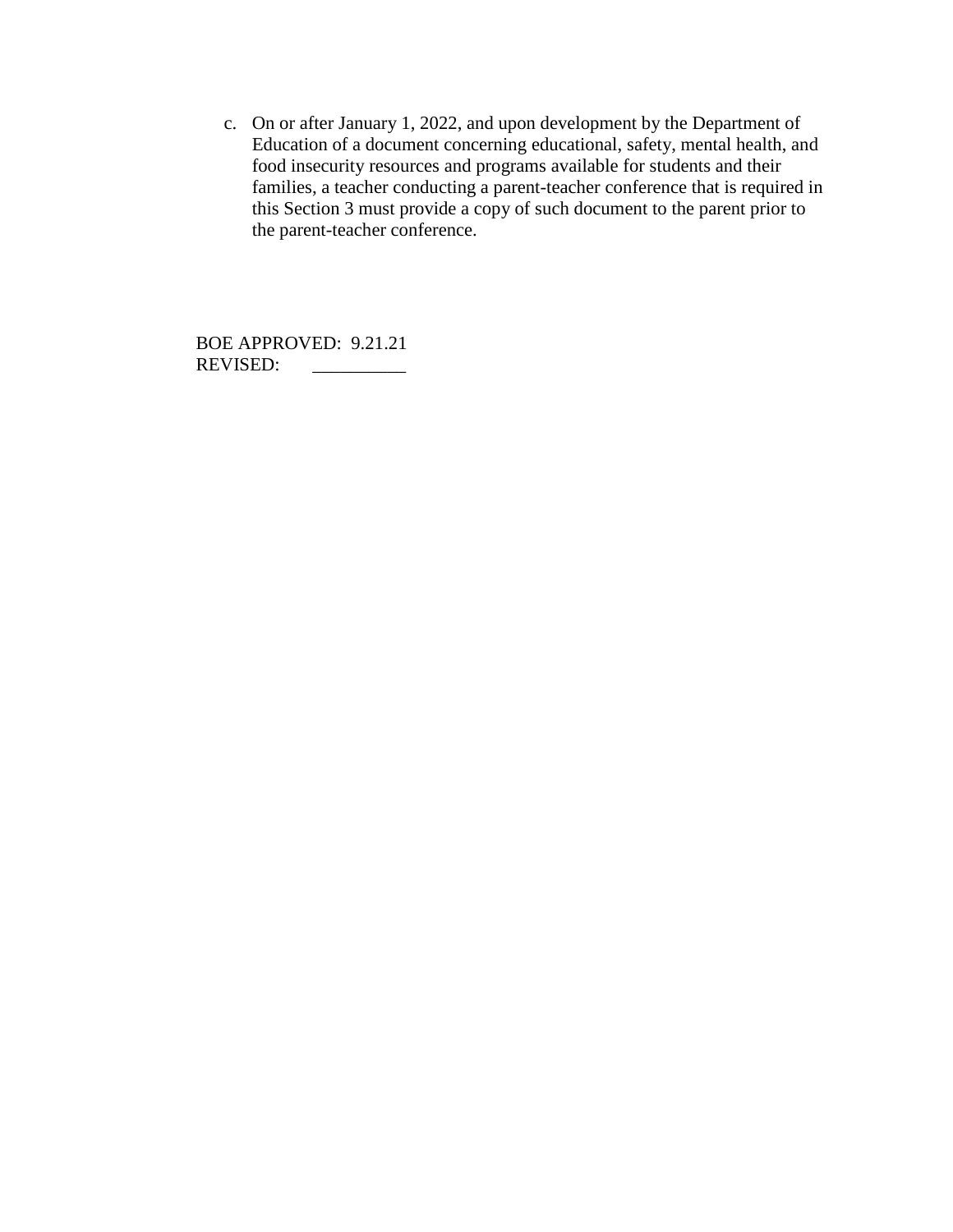c. On or after January 1, 2022, and upon development by the Department of Education of a document concerning educational, safety, mental health, and food insecurity resources and programs available for students and their families, a teacher conducting a parent-teacher conference that is required in this Section 3 must provide a copy of such document to the parent prior to the parent-teacher conference.

BOE APPROVED: 9.21.21
REVISED: __________